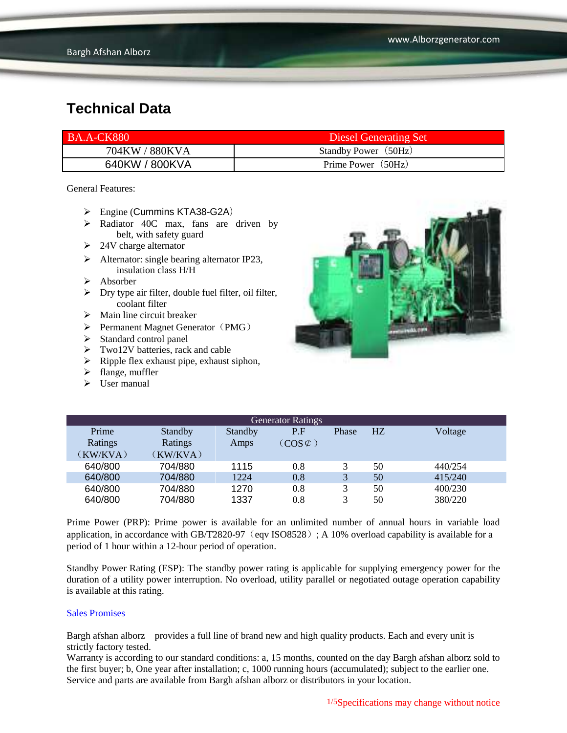# Technical Data

| BA.A-CK880 | Diesel Generating Set |
|---|---|
| 704KW / 880KVA | Standby Power（50Hz） |
| 640KW / 800KVA | Prime Power（50Hz） |

General Features:

- Engine (Cummins KTA38-G2A）
- Radiator 40C max, fans are driven by belt, with safety guard
- 24V charge alternator
- Alternator: single bearing alternator IP23, insulation class H/H
- Absorber
- Dry type air filter, double fuel filter, oil filter, coolant filter
- Main line circuit breaker
- Permanent Magnet Generator（PMG）
- Standard control panel
- Two12V batteries, rack and cable
- Ripple flex exhaust pipe, exhaust siphon,
- flange, muffler
- User manual

| Generator Ratings | | | | | | |
|---|---|---|---|---|---|---|
| Prime Ratings（KW/KVA） | Standby Ratings（KW/KVA） | Standby Amps | P.F（COS¢） | Phase | HZ | Voltage |
| 640/800 | 704/880 | 1115 | 0.8 | 3 | 50 | 440/254 |
| 640/800 | 704/880 | 1224 | 0.8 | 3 | 50 | 415/240 |
| 640/800 | 704/880 | 1270 | 0.8 | 3 | 50 | 400/230 |
| 640/800 | 704/880 | 1337 | 0.8 | 3 | 50 | 380/220 |

Prime Power (PRP): Prime power is available for an unlimited number of annual hours in variable load application, in accordance with GB/T2820-97（eqv ISO8528）; A 10% overload capability is available for a period of 1 hour within a 12-hour period of operation.

Standby Power Rating (ESP): The standby power rating is applicable for supplying emergency power for the duration of a utility power interruption. No overload, utility parallel or negotiated outage operation capability is available at this rating.

Sales Promises

Bargh afshan alborz provides a full line of brand new and high quality products. Each and every unit is strictly factory tested.
Warranty is according to our standard conditions: a, 15 months, counted on the day Bargh afshan alborz sold to the first buyer; b, One year after installation; c, 1000 running hours (accumulated); subject to the earlier one.
Service and parts are available from Bargh afshan alborz or distributors in your location.

Specifications may change without notice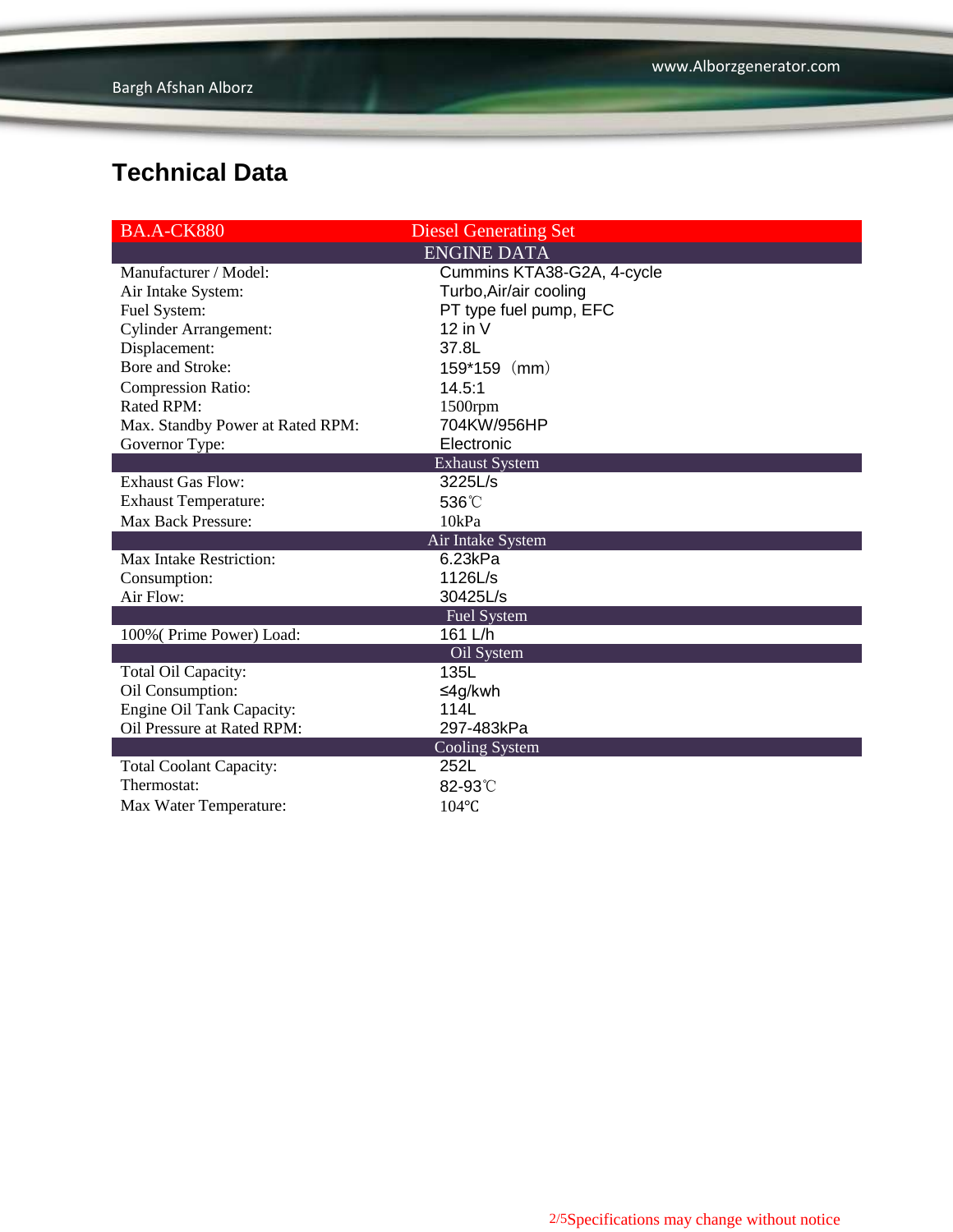# Technical Data

| BA.A-CK880 | Diesel Generating Set |
|---|---|
| **ENGINE DATA** | |
| Manufacturer / Model: | Cummins KTA38-G2A, 4-cycle |
| Air Intake System: | Turbo,Air/air cooling |
| Fuel System: | PT type fuel pump, EFC |
| Cylinder Arrangement: | 12 in V |
| Displacement: | 37.8L |
| Bore and Stroke: | 159*159（mm） |
| Compression Ratio: | 14.5:1 |
| Rated RPM: | 1500rpm |
| Max. Standby Power at Rated RPM: | 704KW/956HP |
| Governor Type: | Electronic |
| **Exhaust System** | |
| Exhaust Gas Flow: | 3225L/s |
| Exhaust Temperature: | 536℃ |
| Max Back Pressure: | 10kPa |
| **Air Intake System** | |
| Max Intake Restriction: | 6.23kPa |
| Consumption: | 1126L/s |
| Air Flow: | 30425L/s |
| **Fuel System** | |
| 100%( Prime Power) Load: | 161 L/h |
| **Oil System** | |
| Total Oil Capacity: | 135L |
| Oil Consumption: | ≤4g/kwh |
| Engine Oil Tank Capacity: | 114L |
| Oil Pressure at Rated RPM: | 297-483kPa |
| **Cooling System** | |
| Total Coolant Capacity: | 252L |
| Thermostat: | 82-93℃ |
| Max Water Temperature: | 104℃ |

Specifications may change without notice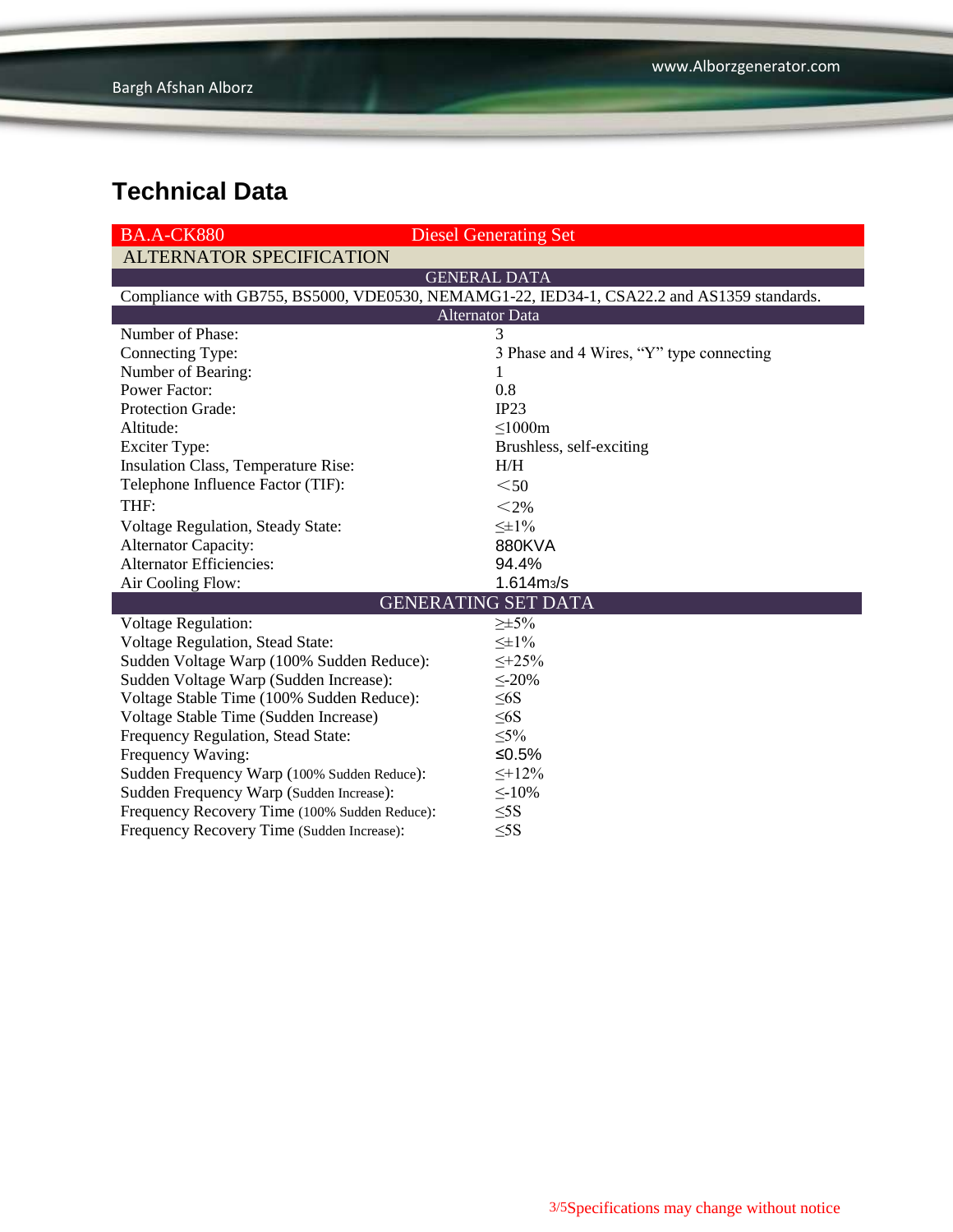# Technical Data

| BA.A-CK880 | Diesel Generating Set |
| --- | --- |
| **ALTERNATOR SPECIFICATION** | |
| GENERAL DATA | |
| Compliance with GB755, BS5000, VDE0530, NEMAMG1-22, IED34-1, CSA22.2 and AS1359 standards. | |
| Alternator Data | |
| Number of Phase: | 3 |
| Connecting Type: | 3 Phase and 4 Wires, "Y" type connecting |
| Number of Bearing: | 1 |
| Power Factor: | 0.8 |
| Protection Grade: | IP23 |
| Altitude: | ≤1000m |
| Exciter Type: | Brushless, self-exciting |
| Insulation Class, Temperature Rise: | H/H |
| Telephone Influence Factor (TIF): | ＜50 |
| THF: | ＜2% |
| Voltage Regulation, Steady State: | ≤±1% |
| Alternator Capacity: | 880KVA |
| Alternator Efficiencies: | 94.4% |
| Air Cooling Flow: | 1.614m3/s |
| GENERATING SET DATA | |
| Voltage Regulation: | ≥±5% |
| Voltage Regulation, Stead State: | ≤±1% |
| Sudden Voltage Warp (100% Sudden Reduce): | ≤+25% |
| Sudden Voltage Warp (Sudden Increase): | ≤-20% |
| Voltage Stable Time (100% Sudden Reduce): | ≤6S |
| Voltage Stable Time (Sudden Increase) | ≤6S |
| Frequency Regulation, Stead State: | ≤5% |
| Frequency Waving: | ≤0.5% |
| Sudden Frequency Warp (100% Sudden Reduce): | ≤+12% |
| Sudden Frequency Warp (Sudden Increase): | ≤-10% |
| Frequency Recovery Time (100% Sudden Reduce): | ≤5S |
| Frequency Recovery Time (Sudden Increase): | ≤5S |

Specifications may change without notice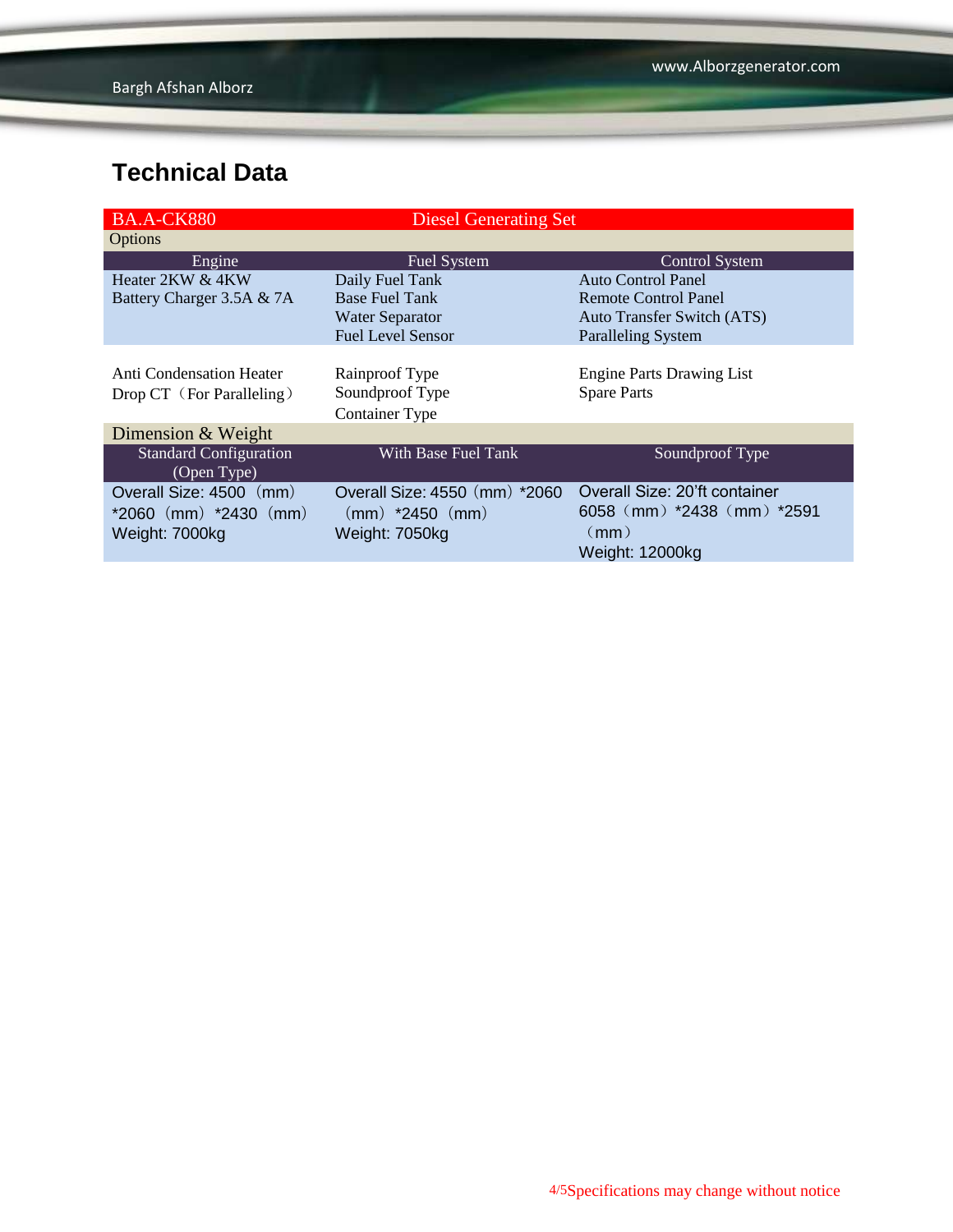## Technical Data

| BA.A-CK880 | Diesel Generating Set | |
|---|---|---|
| Options | | |
| Engine | Fuel System | Control System |
| Heater 2KW & 4KW<br>Battery Charger 3.5A & 7A | Daily Fuel Tank<br>Base Fuel Tank<br>Water Separator<br>Fuel Level Sensor | Auto Control Panel<br>Remote Control Panel<br>Auto Transfer Switch (ATS)<br>Paralleling System |
| Anti Condensation Heater<br>Drop CT（For Paralleling） | Rainproof Type<br>Soundproof Type<br>Container Type | Engine Parts Drawing List<br>Spare Parts |
| Dimension & Weight | | |
| Standard Configuration (Open Type) | With Base Fuel Tank | Soundproof Type |
| Overall Size: 4500（mm）*2060（mm）*2430（mm）<br>Weight: 7000kg | Overall Size: 4550（mm）*2060（mm）*2450（mm）<br>Weight: 7050kg | Overall Size: 20'ft container 6058（mm）*2438（mm）*2591（mm）<br>Weight: 12000kg |

Specifications may change without notice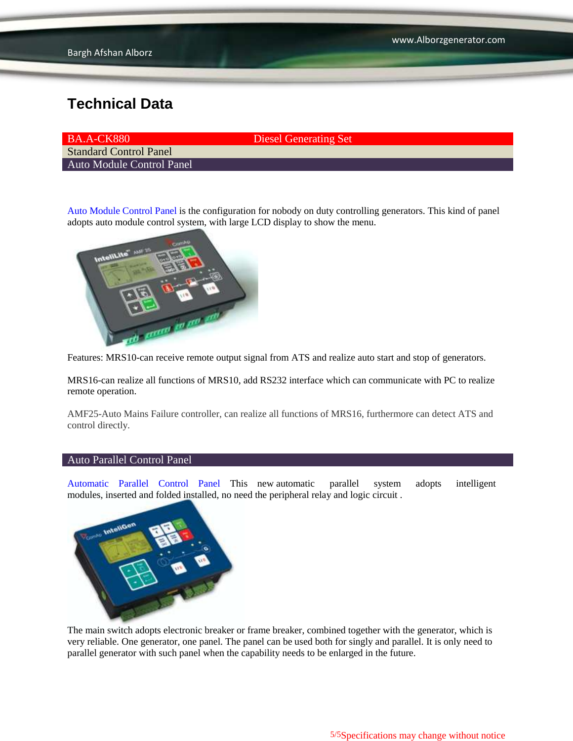# Technical Data

| | |
|---|---|
| BA.A-CK880 | Diesel Generating Set |
| Standard Control Panel | |
| Auto Module Control Panel | |

Auto Module Control Panel is the configuration for nobody on duty controlling generators. This kind of panel adopts auto module control system, with large LCD display to show the menu.

Features: MRS10-can receive remote output signal from ATS and realize auto start and stop of generators.

MRS16-can realize all functions of MRS10, add RS232 interface which can communicate with PC to realize remote operation.

AMF25-Auto Mains Failure controller, can realize all functions of MRS16, furthermore can detect ATS and control directly.

## Auto Parallel Control Panel

Automatic Parallel Control Panel This new automatic parallel system adopts intelligent modules, inserted and folded installed, no need the peripheral relay and logic circuit .

The main switch adopts electronic breaker or frame breaker, combined together with the generator, which is very reliable. One generator, one panel. The panel can be used both for singly and parallel. It is only need to parallel generator with such panel when the capability needs to be enlarged in the future.

Specifications may change without notice